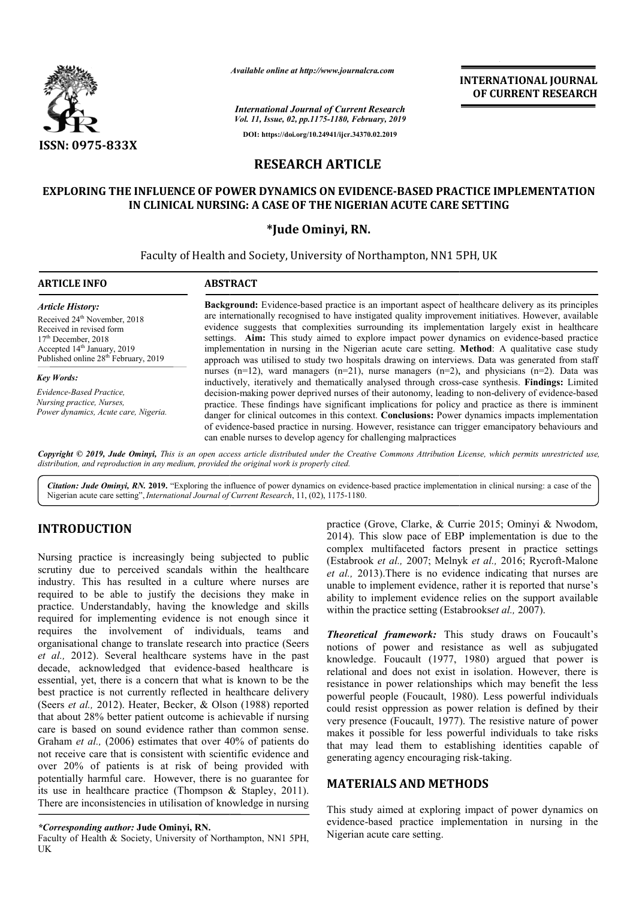ISSN: 0975-833X

*Available online at http://www.journalcra.com*

*International Journal of Current Research*
*Vol. 11, Issue, 02, pp.1175-1180, February, 2019*

DOI: https://doi.org/10.24941/ijcr.34370.02.2019

**INTERNATIONAL JOURNAL OF CURRENT RESEARCH**

# RESEARCH ARTICLE

# EXPLORING THE INFLUENCE OF POWER DYNAMICS ON EVIDENCE-BASED PRACTICE IMPLEMENTATION IN CLINICAL NURSING: A CASE OF THE NIGERIAN ACUTE CARE SETTING

**\*Jude Ominyi, RN.**

Faculty of Health and Society, University of Northampton, NN1 5PH, UK

**ARTICLE INFO**

*Article History:*

Received 24th November, 2018
Received in revised form 17th December, 2018
Accepted 14th January, 2019
Published online 28th February, 2019

*Key Words:*

*Evidence-Based Practice, Nursing practice, Nurses, Power dynamics, Acute care, Nigeria.*

**ABSTRACT**

**Background:** Evidence-based practice is an important aspect of healthcare delivery as its principles are internationally recognised to have instigated quality improvement initiatives. However, available evidence suggests that complexities surrounding its implementation largely exist in healthcare settings. **Aim:** This study aimed to explore impact power dynamics on evidence-based practice implementation in nursing in the Nigerian acute care setting. **Method**: A qualitative case study approach was utilised to study two hospitals drawing on interviews. Data was generated from staff nurses (n=12), ward managers (n=21), nurse managers (n=2), and physicians (n=2). Data was inductively, iteratively and thematically analysed through cross-case synthesis. **Findings:** Limited decision-making power deprived nurses of their autonomy, leading to non-delivery of evidence-based practice. These findings have significant implications for policy and practice as there is imminent danger for clinical outcomes in this context. **Conclusions:** Power dynamics impacts implementation of evidence-based practice in nursing. However, resistance can trigger emancipatory behaviours and can enable nurses to develop agency for challenging malpractices

*Copyright © 2019, Jude Ominyi, This is an open access article distributed under the Creative Commons Attribution License, which permits unrestricted use, distribution, and reproduction in any medium, provided the original work is properly cited.*

*Citation: Jude Ominyi, RN.* **2019.** "Exploring the influence of power dynamics on evidence-based practice implementation in clinical nursing: a case of the Nigerian acute care setting", *International Journal of Current Research*, 11, (02), 1175-1180.

## INTRODUCTION

Nursing practice is increasingly being subjected to public scrutiny due to perceived scandals within the healthcare industry. This has resulted in a culture where nurses are required to be able to justify the decisions they make in practice. Understandably, having the knowledge and skills required for implementing evidence is not enough since it requires the involvement of individuals, teams and organisational change to translate research into practice (Seers *et al.,* 2012). Several healthcare systems have in the past decade, acknowledged that evidence-based healthcare is essential, yet, there is a concern that what is known to be the best practice is not currently reflected in healthcare delivery (Seers *et al.,* 2012). Heater, Becker, & Olson (1988) reported that about 28% better patient outcome is achievable if nursing care is based on sound evidence rather than common sense. Graham *et al.,* (2006) estimates that over 40% of patients do not receive care that is consistent with scientific evidence and over 20% of patients is at risk of being provided with potentially harmful care. However, there is no guarantee for its use in healthcare practice (Thompson & Stapley, 2011). There are inconsistencies in utilisation of knowledge in nursing practice (Grove, Clarke, & Currie 2015; Ominyi & Nwodom, 2014). This slow pace of EBP implementation is due to the complex multifaceted factors present in practice settings (Estabrook *et al.,* 2007; Melnyk *et al.,* 2016; Rycroft-Malone *et al.,* 2013).There is no evidence indicating that nurses are unable to implement evidence, rather it is reported that nurse's ability to implement evidence relies on the support available within the practice setting (Estabrooks*et al.,* 2007).

***Theoretical framework:*** This study draws on Foucault's notions of power and resistance as well as subjugated knowledge. Foucault (1977, 1980) argued that power is relational and does not exist in isolation. However, there is resistance in power relationships which may benefit the less powerful people (Foucault, 1980). Less powerful individuals could resist oppression as power relation is defined by their very presence (Foucault, 1977). The resistive nature of power makes it possible for less powerful individuals to take risks that may lead them to establishing identities capable of generating agency encouraging risk-taking.

## MATERIALS AND METHODS

This study aimed at exploring impact of power dynamics on evidence-based practice implementation in nursing in the Nigerian acute care setting.

*\*Corresponding author:* **Jude Ominyi, RN.**
Faculty of Health & Society, University of Northampton, NN1 5PH, UK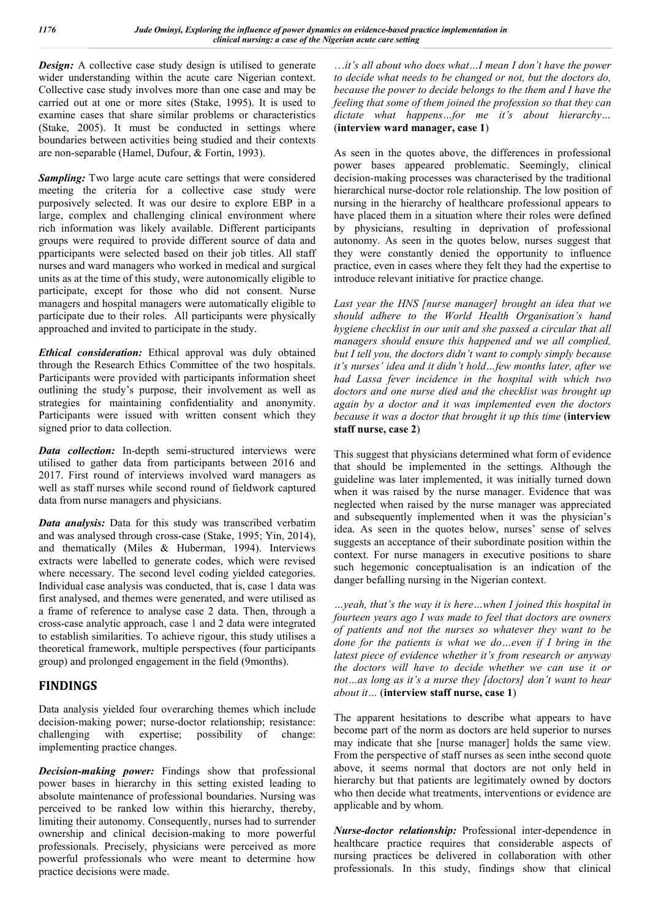***Design:*** A collective case study design is utilised to generate wider understanding within the acute care Nigerian context. Collective case study involves more than one case and may be carried out at one or more sites (Stake, 1995). It is used to examine cases that share similar problems or characteristics (Stake, 2005). It must be conducted in settings where boundaries between activities being studied and their contexts are non-separable (Hamel, Dufour, & Fortin, 1993).

***Sampling:*** Two large acute care settings that were considered meeting the criteria for a collective case study were purposively selected. It was our desire to explore EBP in a large, complex and challenging clinical environment where rich information was likely available. Different participants groups were required to provide different source of data and pparticipants were selected based on their job titles. All staff nurses and ward managers who worked in medical and surgical units as at the time of this study, were autonomically eligible to participate, except for those who did not consent. Nurse managers and hospital managers were automatically eligible to participate due to their roles. All participants were physically approached and invited to participate in the study.

***Ethical consideration:*** Ethical approval was duly obtained through the Research Ethics Committee of the two hospitals. Participants were provided with participants information sheet outlining the study's purpose, their involvement as well as strategies for maintaining confidentiality and anonymity. Participants were issued with written consent which they signed prior to data collection.

***Data collection:*** In-depth semi-structured interviews were utilised to gather data from participants between 2016 and 2017. First round of interviews involved ward managers as well as staff nurses while second round of fieldwork captured data from nurse managers and physicians.

***Data analysis:*** Data for this study was transcribed verbatim and was analysed through cross-case (Stake, 1995; Yin, 2014), and thematically (Miles & Huberman, 1994). Interviews extracts were labelled to generate codes, which were revised where necessary. The second level coding yielded categories. Individual case analysis was conducted, that is, case 1 data was first analysed, and themes were generated, and were utilised as a frame of reference to analyse case 2 data. Then, through a cross-case analytic approach, case 1 and 2 data were integrated to establish similarities. To achieve rigour, this study utilises a theoretical framework, multiple perspectives (four participants group) and prolonged engagement in the field (9months).

## FINDINGS

Data analysis yielded four overarching themes which include decision-making power; nurse-doctor relationship; resistance: challenging with expertise; possibility of change: implementing practice changes.

***Decision-making power:*** Findings show that professional power bases in hierarchy in this setting existed leading to absolute maintenance of professional boundaries. Nursing was perceived to be ranked low within this hierarchy, thereby, limiting their autonomy. Consequently, nurses had to surrender ownership and clinical decision-making to more powerful professionals. Precisely, physicians were perceived as more powerful professionals who were meant to determine how practice decisions were made.

*…it's all about who does what…I mean I don't have the power to decide what needs to be changed or not, but the doctors do, because the power to decide belongs to the them and I have the feeling that some of them joined the profession so that they can dictate what happens…for me it's about hierarchy…* (**interview ward manager, case 1**)

As seen in the quotes above, the differences in professional power bases appeared problematic. Seemingly, clinical decision-making processes was characterised by the traditional hierarchical nurse-doctor role relationship. The low position of nursing in the hierarchy of healthcare professional appears to have placed them in a situation where their roles were defined by physicians, resulting in deprivation of professional autonomy. As seen in the quotes below, nurses suggest that they were constantly denied the opportunity to influence practice, even in cases where they felt they had the expertise to introduce relevant initiative for practice change.

*Last year the HNS [nurse manager] brought an idea that we should adhere to the World Health Organisation's hand hygiene checklist in our unit and she passed a circular that all managers should ensure this happened and we all complied, but I tell you, the doctors didn't want to comply simply because it's nurses' idea and it didn't hold…few months later, after we had Lassa fever incidence in the hospital with which two doctors and one nurse died and the checklist was brought up again by a doctor and it was implemented even the doctors because it was a doctor that brought it up this time* (**interview staff nurse, case 2**)

This suggest that physicians determined what form of evidence that should be implemented in the settings. Although the guideline was later implemented, it was initially turned down when it was raised by the nurse manager. Evidence that was neglected when raised by the nurse manager was appreciated and subsequently implemented when it was the physician's idea. As seen in the quotes below, nurses' sense of selves suggests an acceptance of their subordinate position within the context. For nurse managers in executive positions to share such hegemonic conceptualisation is an indication of the danger befalling nursing in the Nigerian context.

*…yeah, that's the way it is here…when I joined this hospital in fourteen years ago I was made to feel that doctors are owners of patients and not the nurses so whatever they want to be done for the patients is what we do…even if I bring in the latest piece of evidence whether it's from research or anyway the doctors will have to decide whether we can use it or not…as long as it's a nurse they [doctors] don't want to hear about it…* (**interview staff nurse, case 1**)

The apparent hesitations to describe what appears to have become part of the norm as doctors are held superior to nurses may indicate that she [nurse manager] holds the same view. From the perspective of staff nurses as seen inthe second quote above, it seems normal that doctors are not only held in hierarchy but that patients are legitimately owned by doctors who then decide what treatments, interventions or evidence are applicable and by whom.

***Nurse-doctor relationship:*** Professional inter-dependence in healthcare practice requires that considerable aspects of nursing practices be delivered in collaboration with other professionals. In this study, findings show that clinical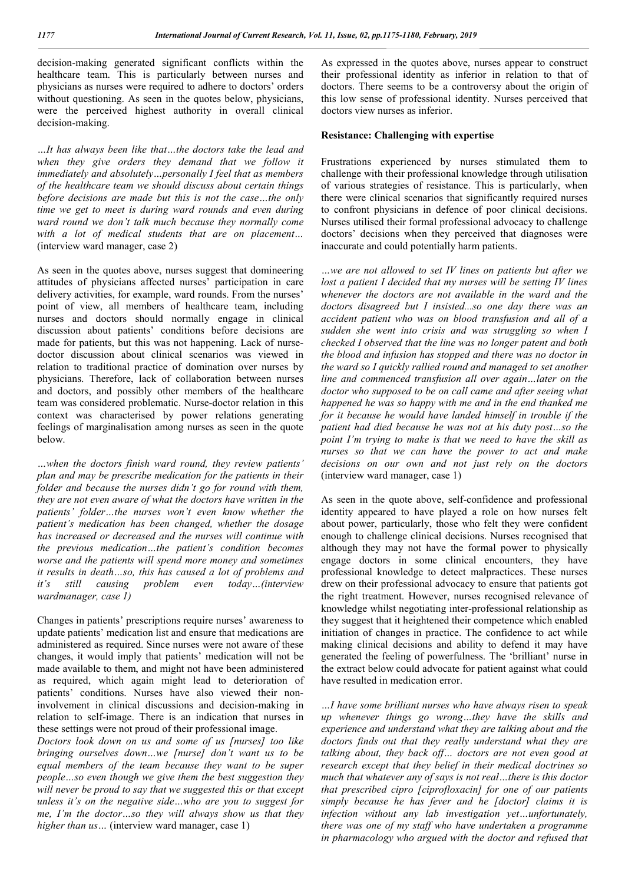decision-making generated significant conflicts within the healthcare team. This is particularly between nurses and physicians as nurses were required to adhere to doctors' orders without questioning. As seen in the quotes below, physicians, were the perceived highest authority in overall clinical decision-making.

*…It has always been like that…the doctors take the lead and when they give orders they demand that we follow it immediately and absolutely…personally I feel that as members of the healthcare team we should discuss about certain things before decisions are made but this is not the case…the only time we get to meet is during ward rounds and even during ward round we don't talk much because they normally come with a lot of medical students that are on placement…* (interview ward manager, case 2)

As seen in the quotes above, nurses suggest that domineering attitudes of physicians affected nurses' participation in care delivery activities, for example, ward rounds. From the nurses' point of view, all members of healthcare team, including nurses and doctors should normally engage in clinical discussion about patients' conditions before decisions are made for patients, but this was not happening. Lack of nurse-doctor discussion about clinical scenarios was viewed in relation to traditional practice of domination over nurses by physicians. Therefore, lack of collaboration between nurses and doctors, and possibly other members of the healthcare team was considered problematic. Nurse-doctor relation in this context was characterised by power relations generating feelings of marginalisation among nurses as seen in the quote below.

*…when the doctors finish ward round, they review patients' plan and may be prescribe medication for the patients in their folder and because the nurses didn't go for round with them, they are not even aware of what the doctors have written in the patients' folder…the nurses won't even know whether the patient's medication has been changed, whether the dosage has increased or decreased and the nurses will continue with the previous medication…the patient's condition becomes worse and the patients will spend more money and sometimes it results in death…so, this has caused a lot of problems and it's still causing problem even today…(interview wardmanager, case 1)*

Changes in patients' prescriptions require nurses' awareness to update patients' medication list and ensure that medications are administered as required. Since nurses were not aware of these changes, it would imply that patients' medication will not be made available to them, and might not have been administered as required, which again might lead to deterioration of patients' conditions. Nurses have also viewed their non-involvement in clinical discussions and decision-making in relation to self-image. There is an indication that nurses in these settings were not proud of their professional image.

*Doctors look down on us and some of us [nurses] too like bringing ourselves down…we [nurse] don't want us to be equal members of the team because they want to be super people…so even though we give them the best suggestion they will never be proud to say that we suggested this or that except unless it's on the negative side…who are you to suggest for me, I'm the doctor…so they will always show us that they higher than us…* (interview ward manager, case 1)

As expressed in the quotes above, nurses appear to construct their professional identity as inferior in relation to that of doctors. There seems to be a controversy about the origin of this low sense of professional identity. Nurses perceived that doctors view nurses as inferior.

**Resistance: Challenging with expertise**

Frustrations experienced by nurses stimulated them to challenge with their professional knowledge through utilisation of various strategies of resistance. This is particularly, when there were clinical scenarios that significantly required nurses to confront physicians in defence of poor clinical decisions. Nurses utilised their formal professional advocacy to challenge doctors' decisions when they perceived that diagnoses were inaccurate and could potentially harm patients.

*…we are not allowed to set IV lines on patients but after we lost a patient I decided that my nurses will be setting IV lines whenever the doctors are not available in the ward and the doctors disagreed but I insisted...so one day there was an accident patient who was on blood transfusion and all of a sudden she went into crisis and was struggling so when I checked I observed that the line was no longer patent and both the blood and infusion has stopped and there was no doctor in the ward so I quickly rallied round and managed to set another line and commenced transfusion all over again…later on the doctor who supposed to be on call came and after seeing what happened he was so happy with me and in the end thanked me for it because he would have landed himself in trouble if the patient had died because he was not at his duty post…so the point I'm trying to make is that we need to have the skill as nurses so that we can have the power to act and make decisions on our own and not just rely on the doctors* (interview ward manager, case 1)

As seen in the quote above, self-confidence and professional identity appeared to have played a role on how nurses felt about power, particularly, those who felt they were confident enough to challenge clinical decisions. Nurses recognised that although they may not have the formal power to physically engage doctors in some clinical encounters, they have professional knowledge to detect malpractices. These nurses drew on their professional advocacy to ensure that patients got the right treatment. However, nurses recognised relevance of knowledge whilst negotiating inter-professional relationship as they suggest that it heightened their competence which enabled initiation of changes in practice. The confidence to act while making clinical decisions and ability to defend it may have generated the feeling of powerfulness. The 'brilliant' nurse in the extract below could advocate for patient against what could have resulted in medication error.

*…I have some brilliant nurses who have always risen to speak up whenever things go wrong…they have the skills and experience and understand what they are talking about and the doctors finds out that they really understand what they are talking about, they back off… doctors are not even good at research except that they belief in their medical doctrines so much that whatever any of says is not real…there is this doctor that prescribed cipro [ciprofloxacin] for one of our patients simply because he has fever and he [doctor] claims it is infection without any lab investigation yet…unfortunately, there was one of my staff who have undertaken a programme in pharmacology who argued with the doctor and refused that*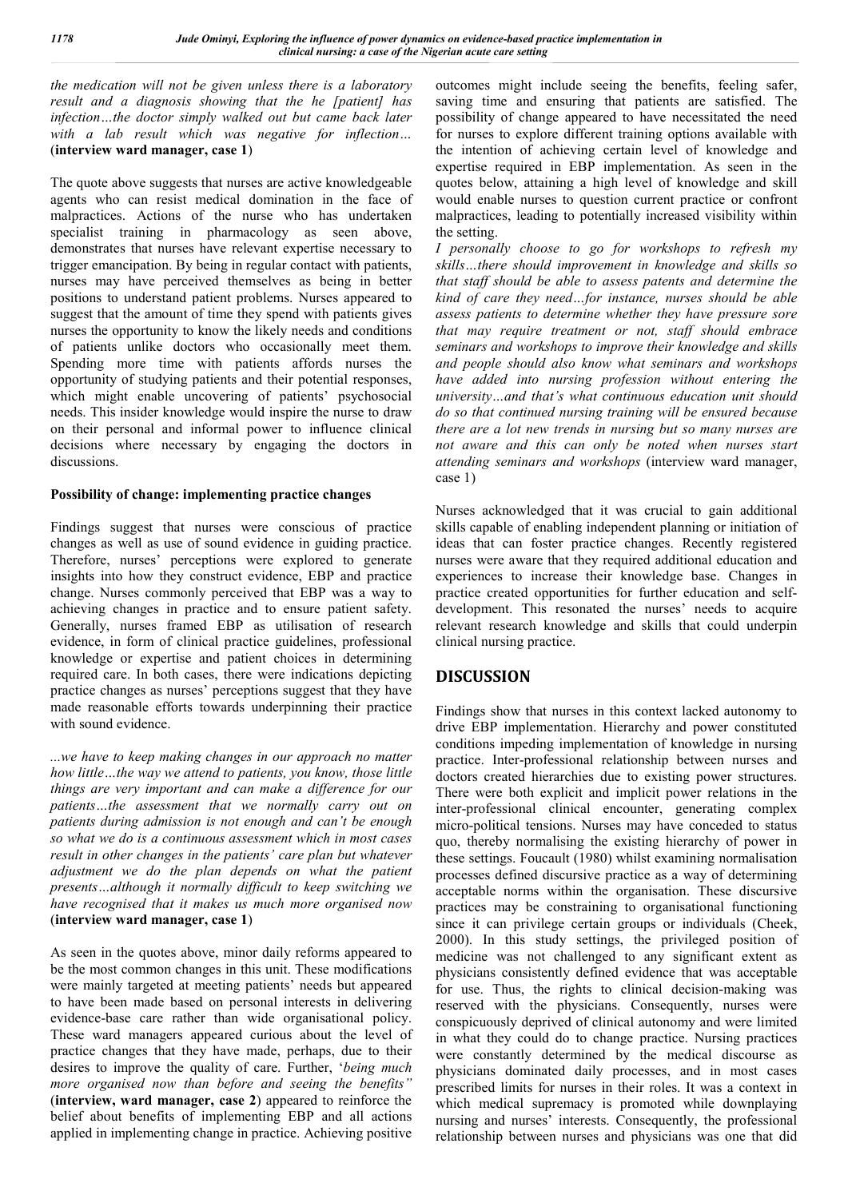*the medication will not be given unless there is a laboratory result and a diagnosis showing that the he [patient] has infection…the doctor simply walked out but came back later with a lab result which was negative for inflection…* (**interview ward manager, case 1**)

The quote above suggests that nurses are active knowledgeable agents who can resist medical domination in the face of malpractices. Actions of the nurse who has undertaken specialist training in pharmacology as seen above, demonstrates that nurses have relevant expertise necessary to trigger emancipation. By being in regular contact with patients, nurses may have perceived themselves as being in better positions to understand patient problems. Nurses appeared to suggest that the amount of time they spend with patients gives nurses the opportunity to know the likely needs and conditions of patients unlike doctors who occasionally meet them. Spending more time with patients affords nurses the opportunity of studying patients and their potential responses, which might enable uncovering of patients' psychosocial needs. This insider knowledge would inspire the nurse to draw on their personal and informal power to influence clinical decisions where necessary by engaging the doctors in discussions.

**Possibility of change: implementing practice changes**

Findings suggest that nurses were conscious of practice changes as well as use of sound evidence in guiding practice. Therefore, nurses' perceptions were explored to generate insights into how they construct evidence, EBP and practice change. Nurses commonly perceived that EBP was a way to achieving changes in practice and to ensure patient safety. Generally, nurses framed EBP as utilisation of research evidence, in form of clinical practice guidelines, professional knowledge or expertise and patient choices in determining required care. In both cases, there were indications depicting practice changes as nurses' perceptions suggest that they have made reasonable efforts towards underpinning their practice with sound evidence.

*...we have to keep making changes in our approach no matter how little…the way we attend to patients, you know, those little things are very important and can make a difference for our patients…the assessment that we normally carry out on patients during admission is not enough and can't be enough so what we do is a continuous assessment which in most cases result in other changes in the patients' care plan but whatever adjustment we do the plan depends on what the patient presents…although it normally difficult to keep switching we have recognised that it makes us much more organised now* (**interview ward manager, case 1**)

As seen in the quotes above, minor daily reforms appeared to be the most common changes in this unit. These modifications were mainly targeted at meeting patients' needs but appeared to have been made based on personal interests in delivering evidence-base care rather than wide organisational policy. These ward managers appeared curious about the level of practice changes that they have made, perhaps, due to their desires to improve the quality of care. Further, '*being much more organised now than before and seeing the benefits"* (**interview, ward manager, case 2**) appeared to reinforce the belief about benefits of implementing EBP and all actions applied in implementing change in practice. Achieving positive outcomes might include seeing the benefits, feeling safer, saving time and ensuring that patients are satisfied. The possibility of change appeared to have necessitated the need for nurses to explore different training options available with the intention of achieving certain level of knowledge and expertise required in EBP implementation. As seen in the quotes below, attaining a high level of knowledge and skill would enable nurses to question current practice or confront malpractices, leading to potentially increased visibility within the setting.

*I personally choose to go for workshops to refresh my skills…there should improvement in knowledge and skills so that staff should be able to assess patents and determine the kind of care they need…for instance, nurses should be able assess patients to determine whether they have pressure sore that may require treatment or not, staff should embrace seminars and workshops to improve their knowledge and skills and people should also know what seminars and workshops have added into nursing profession without entering the university…and that's what continuous education unit should do so that continued nursing training will be ensured because there are a lot new trends in nursing but so many nurses are not aware and this can only be noted when nurses start attending seminars and workshops* (interview ward manager, case 1)

Nurses acknowledged that it was crucial to gain additional skills capable of enabling independent planning or initiation of ideas that can foster practice changes. Recently registered nurses were aware that they required additional education and experiences to increase their knowledge base. Changes in practice created opportunities for further education and self-development. This resonated the nurses' needs to acquire relevant research knowledge and skills that could underpin clinical nursing practice.

## DISCUSSION

Findings show that nurses in this context lacked autonomy to drive EBP implementation. Hierarchy and power constituted conditions impeding implementation of knowledge in nursing practice. Inter-professional relationship between nurses and doctors created hierarchies due to existing power structures. There were both explicit and implicit power relations in the inter-professional clinical encounter, generating complex micro-political tensions. Nurses may have conceded to status quo, thereby normalising the existing hierarchy of power in these settings. Foucault (1980) whilst examining normalisation processes defined discursive practice as a way of determining acceptable norms within the organisation. These discursive practices may be constraining to organisational functioning since it can privilege certain groups or individuals (Cheek, 2000). In this study settings, the privileged position of medicine was not challenged to any significant extent as physicians consistently defined evidence that was acceptable for use. Thus, the rights to clinical decision-making was reserved with the physicians. Consequently, nurses were conspicuously deprived of clinical autonomy and were limited in what they could do to change practice. Nursing practices were constantly determined by the medical discourse as physicians dominated daily processes, and in most cases prescribed limits for nurses in their roles. It was a context in which medical supremacy is promoted while downplaying nursing and nurses' interests. Consequently, the professional relationship between nurses and physicians was one that did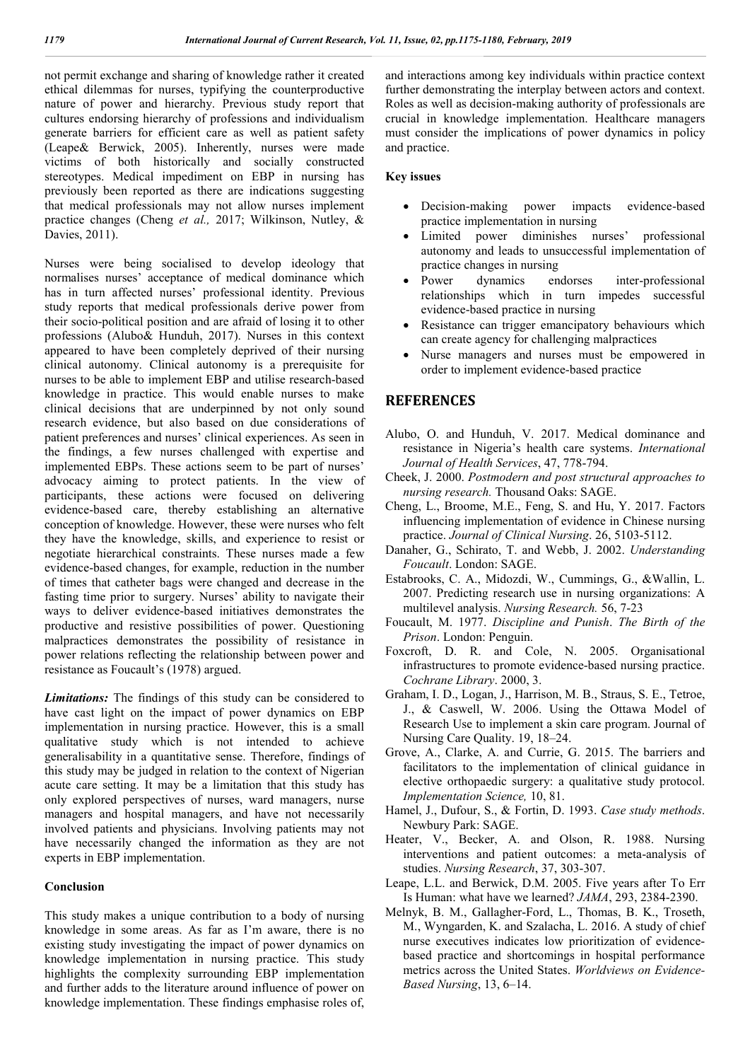not permit exchange and sharing of knowledge rather it created ethical dilemmas for nurses, typifying the counterproductive nature of power and hierarchy. Previous study report that cultures endorsing hierarchy of professions and individualism generate barriers for efficient care as well as patient safety (Leape& Berwick, 2005). Inherently, nurses were made victims of both historically and socially constructed stereotypes. Medical impediment on EBP in nursing has previously been reported as there are indications suggesting that medical professionals may not allow nurses implement practice changes (Cheng *et al.,* 2017; Wilkinson, Nutley, & Davies, 2011).

Nurses were being socialised to develop ideology that normalises nurses' acceptance of medical dominance which has in turn affected nurses' professional identity. Previous study reports that medical professionals derive power from their socio-political position and are afraid of losing it to other professions (Alubo& Hunduh, 2017). Nurses in this context appeared to have been completely deprived of their nursing clinical autonomy. Clinical autonomy is a prerequisite for nurses to be able to implement EBP and utilise research-based knowledge in practice. This would enable nurses to make clinical decisions that are underpinned by not only sound research evidence, but also based on due considerations of patient preferences and nurses' clinical experiences. As seen in the findings, a few nurses challenged with expertise and implemented EBPs. These actions seem to be part of nurses' advocacy aiming to protect patients. In the view of participants, these actions were focused on delivering evidence-based care, thereby establishing an alternative conception of knowledge. However, these were nurses who felt they have the knowledge, skills, and experience to resist or negotiate hierarchical constraints. These nurses made a few evidence-based changes, for example, reduction in the number of times that catheter bags were changed and decrease in the fasting time prior to surgery. Nurses' ability to navigate their ways to deliver evidence-based initiatives demonstrates the productive and resistive possibilities of power. Questioning malpractices demonstrates the possibility of resistance in power relations reflecting the relationship between power and resistance as Foucault's (1978) argued.

***Limitations:*** The findings of this study can be considered to have cast light on the impact of power dynamics on EBP implementation in nursing practice. However, this is a small qualitative study which is not intended to achieve generalisability in a quantitative sense. Therefore, findings of this study may be judged in relation to the context of Nigerian acute care setting. It may be a limitation that this study has only explored perspectives of nurses, ward managers, nurse managers and hospital managers, and have not necessarily involved patients and physicians. Involving patients may not have necessarily changed the information as they are not experts in EBP implementation.

### Conclusion

This study makes a unique contribution to a body of nursing knowledge in some areas. As far as I'm aware, there is no existing study investigating the impact of power dynamics on knowledge implementation in nursing practice. This study highlights the complexity surrounding EBP implementation and further adds to the literature around influence of power on knowledge implementation. These findings emphasise roles of, and interactions among key individuals within practice context further demonstrating the interplay between actors and context. Roles as well as decision-making authority of professionals are crucial in knowledge implementation. Healthcare managers must consider the implications of power dynamics in policy and practice.

### Key issues

- Decision-making power impacts evidence-based practice implementation in nursing
- Limited power diminishes nurses' professional autonomy and leads to unsuccessful implementation of practice changes in nursing
- Power dynamics endorses inter-professional relationships which in turn impedes successful evidence-based practice in nursing
- Resistance can trigger emancipatory behaviours which can create agency for challenging malpractices
- Nurse managers and nurses must be empowered in order to implement evidence-based practice

## REFERENCES

Alubo, O. and Hunduh, V. 2017. Medical dominance and resistance in Nigeria's health care systems. *International Journal of Health Services*, 47, 778-794.

Cheek, J. 2000. *Postmodern and post structural approaches to nursing research.* Thousand Oaks: SAGE.

Cheng, L., Broome, M.E., Feng, S. and Hu, Y. 2017. Factors influencing implementation of evidence in Chinese nursing practice. *Journal of Clinical Nursing*. 26, 5103-5112.

Danaher, G., Schirato, T. and Webb, J. 2002. *Understanding Foucault*. London: SAGE.

Estabrooks, C. A., Midozdi, W., Cummings, G., &Wallin, L. 2007. Predicting research use in nursing organizations: A multilevel analysis. *Nursing Research.* 56, 7-23

Foucault, M. 1977. *Discipline and Punish*. *The Birth of the Prison*. London: Penguin.

Foxcroft, D. R. and Cole, N. 2005. Organisational infrastructures to promote evidence-based nursing practice. *Cochrane Library*. 2000, 3.

Graham, I. D., Logan, J., Harrison, M. B., Straus, S. E., Tetroe, J., & Caswell, W. 2006. Using the Ottawa Model of Research Use to implement a skin care program. Journal of Nursing Care Quality. 19, 18–24.

Grove, A., Clarke, A. and Currie, G. 2015. The barriers and facilitators to the implementation of clinical guidance in elective orthopaedic surgery: a qualitative study protocol. *Implementation Science,* 10, 81.

Hamel, J., Dufour, S., & Fortin, D. 1993. *Case study methods*. Newbury Park: SAGE.

Heater, V., Becker, A. and Olson, R. 1988. Nursing interventions and patient outcomes: a meta-analysis of studies. *Nursing Research*, 37, 303-307.

Leape, L.L. and Berwick, D.M. 2005. Five years after To Err Is Human: what have we learned? *JAMA*, 293, 2384-2390.

Melnyk, B. M., Gallagher-Ford, L., Thomas, B. K., Troseth, M., Wyngarden, K. and Szalacha, L. 2016. A study of chief nurse executives indicates low prioritization of evidence-based practice and shortcomings in hospital performance metrics across the United States. *Worldviews on Evidence-Based Nursing*, 13, 6–14.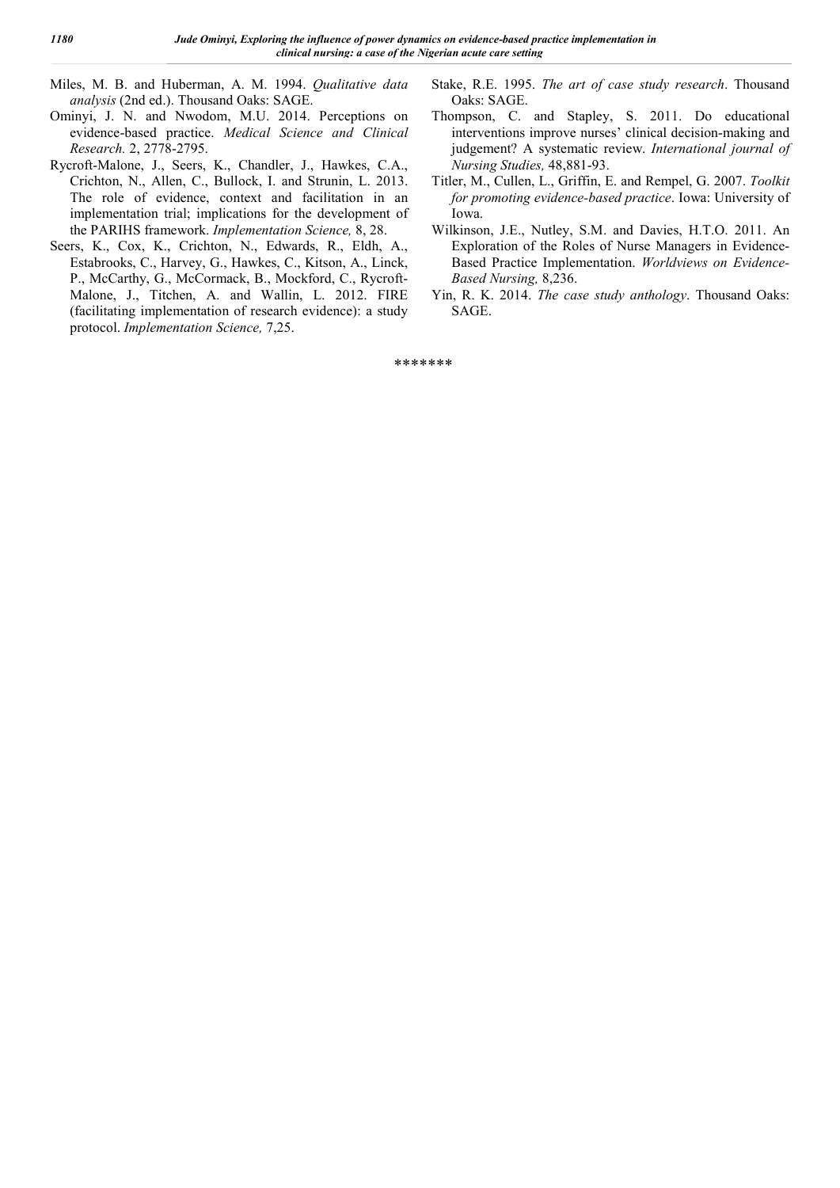Miles, M. B. and Huberman, A. M. 1994. *Qualitative data analysis* (2nd ed.). Thousand Oaks: SAGE.

Ominyi, J. N. and Nwodom, M.U. 2014. Perceptions on evidence-based practice. *Medical Science and Clinical Research.* 2, 2778-2795.

Rycroft-Malone, J., Seers, K., Chandler, J., Hawkes, C.A., Crichton, N., Allen, C., Bullock, I. and Strunin, L. 2013. The role of evidence, context and facilitation in an implementation trial; implications for the development of the PARIHS framework. *Implementation Science,* 8, 28.

Seers, K., Cox, K., Crichton, N., Edwards, R., Eldh, A., Estabrooks, C., Harvey, G., Hawkes, C., Kitson, A., Linck, P., McCarthy, G., McCormack, B., Mockford, C., Rycroft-Malone, J., Titchen, A. and Wallin, L. 2012. FIRE (facilitating implementation of research evidence): a study protocol. *Implementation Science,* 7,25.

Stake, R.E. 1995. *The art of case study research*. Thousand Oaks: SAGE.

Thompson, C. and Stapley, S. 2011. Do educational interventions improve nurses' clinical decision-making and judgement? A systematic review. *International journal of Nursing Studies,* 48,881-93.

Titler, M., Cullen, L., Griffin, E. and Rempel, G. 2007. *Toolkit for promoting evidence-based practice*. Iowa: University of Iowa.

Wilkinson, J.E., Nutley, S.M. and Davies, H.T.O. 2011. An Exploration of the Roles of Nurse Managers in Evidence-Based Practice Implementation. *Worldviews on Evidence-Based Nursing,* 8,236.

Yin, R. K. 2014. *The case study anthology*. Thousand Oaks: SAGE.

\*\*\*\*\*\*\*